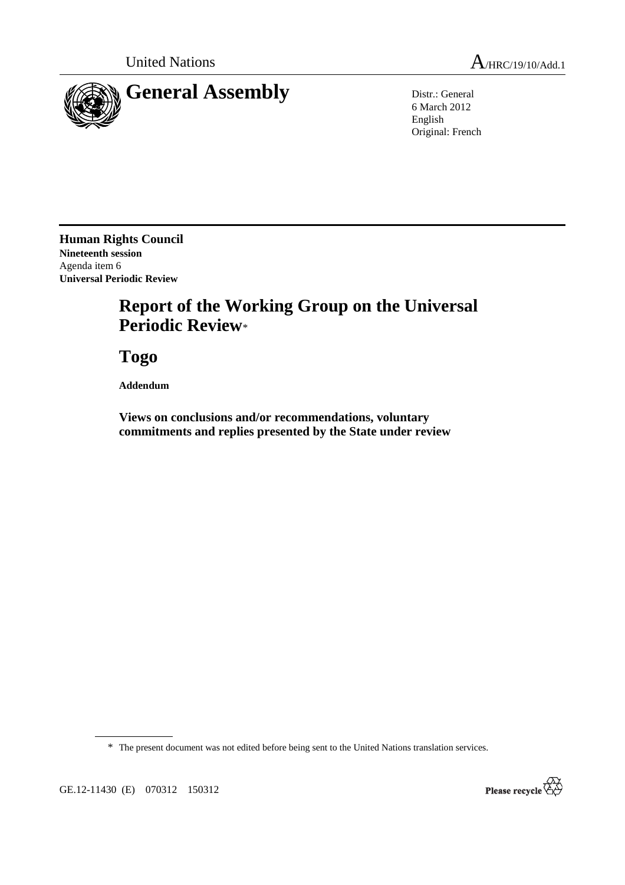United Nations A/HRC/19/10/Add.1

# General Assembly

Distr.: General
6 March 2012
English
Original: French

**Human Rights Council**
**Nineteenth session**
Agenda item 6
**Universal Periodic Review**

# Report of the Working Group on the Universal Periodic Review*

# Togo

**Addendum**

**Views on conclusions and/or recommendations, voluntary commitments and replies presented by the State under review**

\* The present document was not edited before being sent to the United Nations translation services.

GE.12-11430 (E) 070312 150312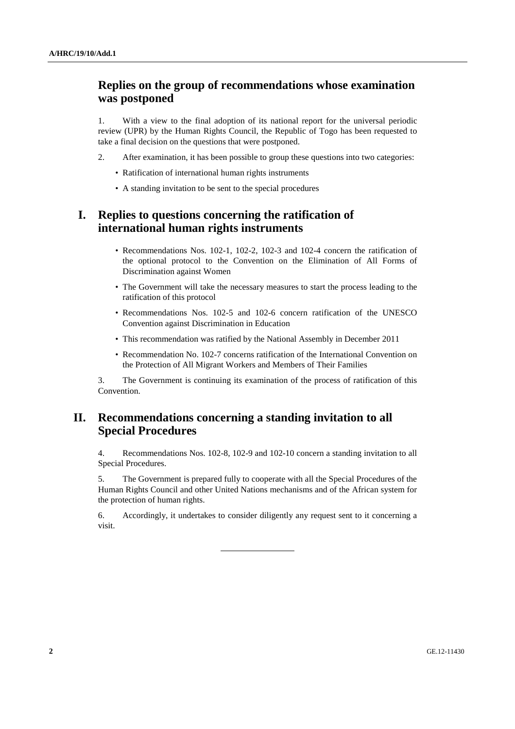## Replies on the group of recommendations whose examination was postponed

1. With a view to the final adoption of its national report for the universal periodic review (UPR) by the Human Rights Council, the Republic of Togo has been requested to take a final decision on the questions that were postponed.

2. After examination, it has been possible to group these questions into two categories:

- Ratification of international human rights instruments
- A standing invitation to be sent to the special procedures

## I. Replies to questions concerning the ratification of international human rights instruments

- Recommendations Nos. 102-1, 102-2, 102-3 and 102-4 concern the ratification of the optional protocol to the Convention on the Elimination of All Forms of Discrimination against Women
- The Government will take the necessary measures to start the process leading to the ratification of this protocol
- Recommendations Nos. 102-5 and 102-6 concern ratification of the UNESCO Convention against Discrimination in Education
- This recommendation was ratified by the National Assembly in December 2011
- Recommendation No. 102-7 concerns ratification of the International Convention on the Protection of All Migrant Workers and Members of Their Families

3. The Government is continuing its examination of the process of ratification of this Convention.

## II. Recommendations concerning a standing invitation to all Special Procedures

4. Recommendations Nos. 102-8, 102-9 and 102-10 concern a standing invitation to all Special Procedures.

5. The Government is prepared fully to cooperate with all the Special Procedures of the Human Rights Council and other United Nations mechanisms and of the African system for the protection of human rights.

6. Accordingly, it undertakes to consider diligently any request sent to it concerning a visit.